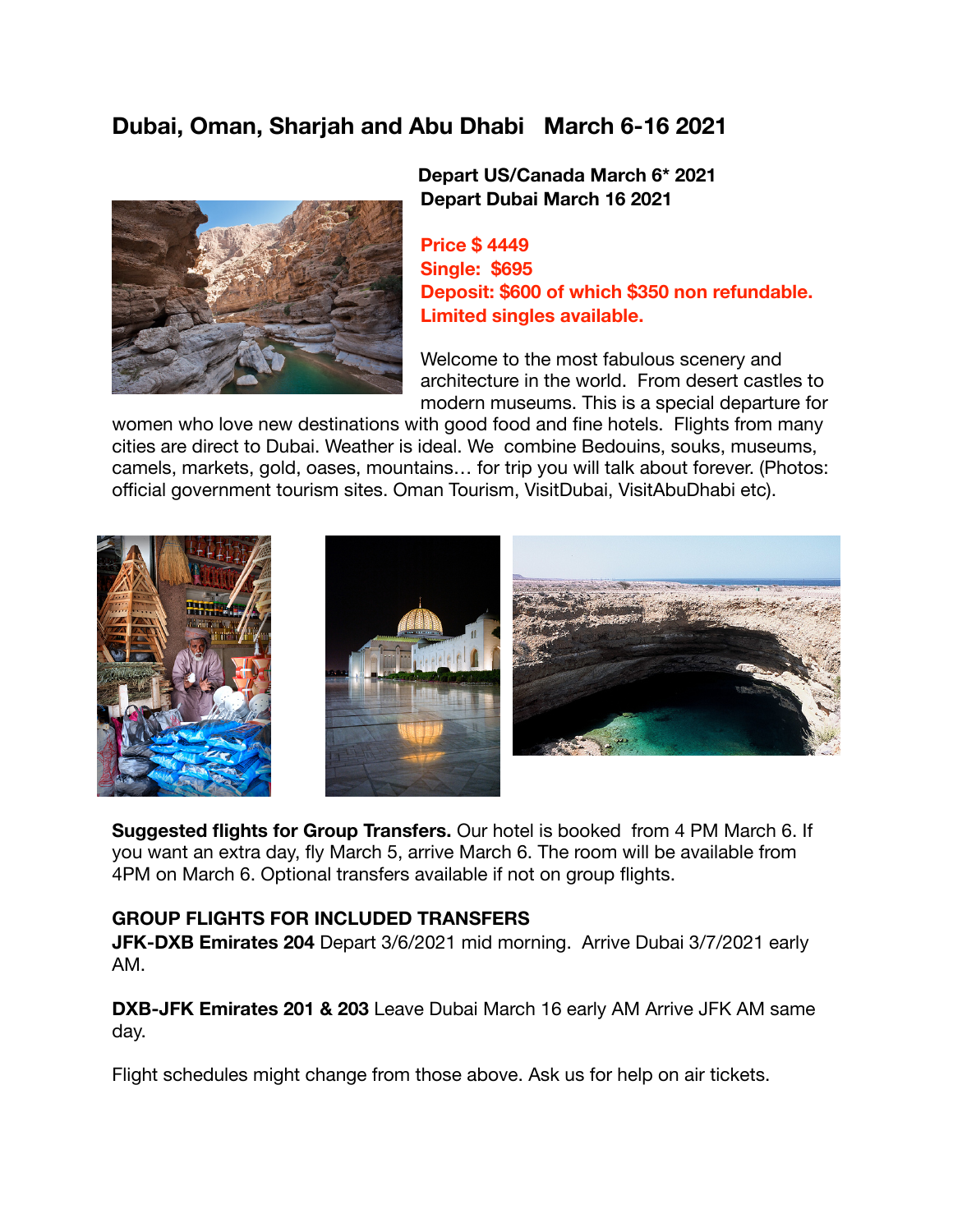# Dubai, Oman, Sharjah and Abu Dhabi   March 6-16 2021

**Depart US/Canada March 6* 2021**
**Depart Dubai March 16 2021**

**Price $ 4449**
**Single:  $695**
**Deposit: $600 of which $350 non refundable.**
**Limited singles available.**

Welcome to the most fabulous scenery and architecture in the world.  From desert castles to modern museums. This is a special departure for women who love new destinations with good food and fine hotels.  Flights from many cities are direct to Dubai. Weather is ideal. We  combine Bedouins, souks, museums, camels, markets, gold, oases, mountains… for trip you will talk about forever. (Photos: official government tourism sites. Oman Tourism, VisitDubai, VisitAbuDhabi etc).

**Suggested flights for Group Transfers.** Our hotel is booked  from 4 PM March 6. If you want an extra day, fly March 5, arrive March 6. The room will be available from 4PM on March 6. Optional transfers available if not on group flights.

**GROUP FLIGHTS FOR INCLUDED TRANSFERS**

**JFK-DXB Emirates 204** Depart 3/6/2021 mid morning.  Arrive Dubai 3/7/2021 early AM.

**DXB-JFK Emirates 201 & 203** Leave Dubai March 16 early AM Arrive JFK AM same day.

Flight schedules might change from those above. Ask us for help on air tickets.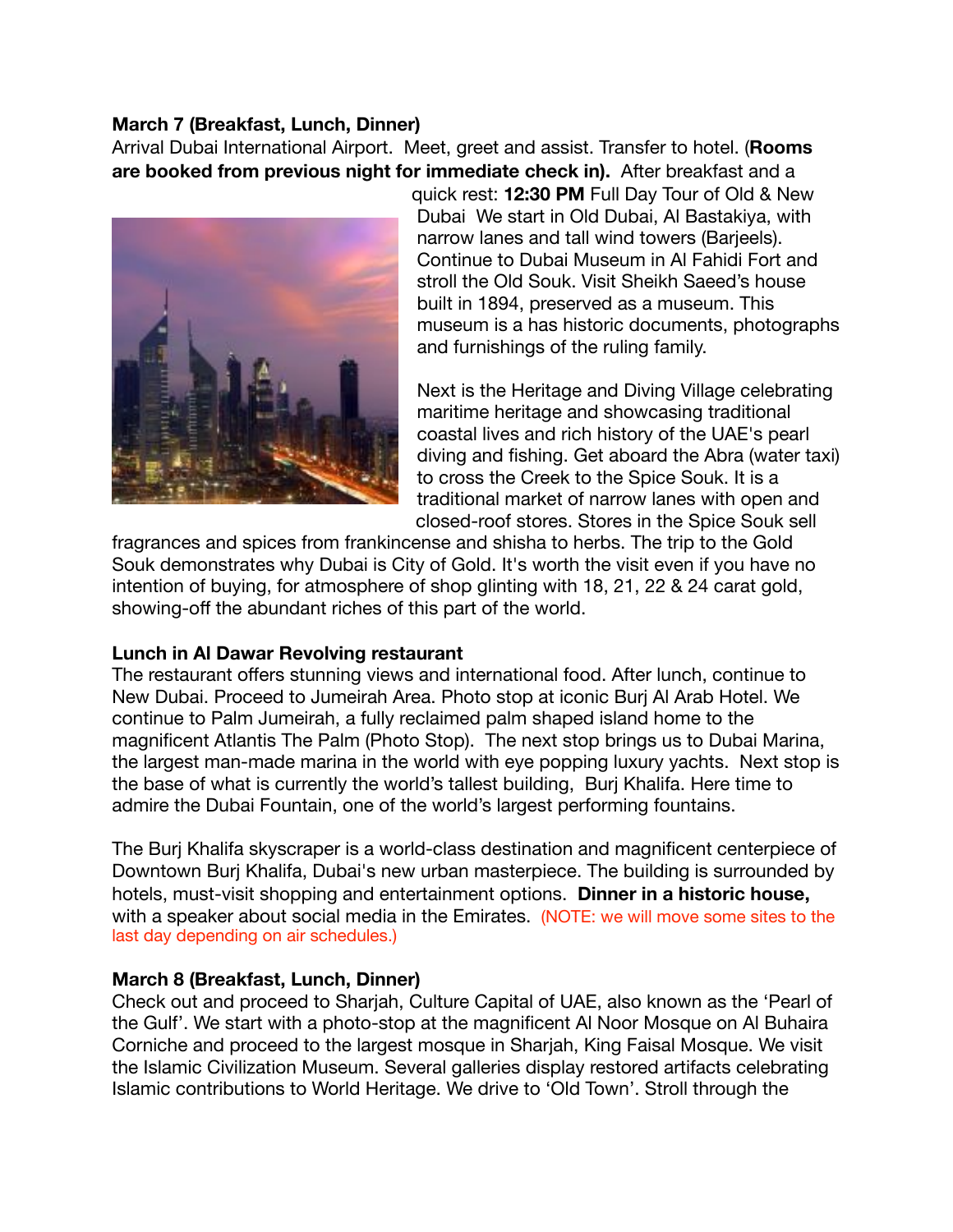**March 7 (Breakfast, Lunch, Dinner)**

Arrival Dubai International Airport. Meet, greet and assist. Transfer to hotel. (**Rooms are booked from previous night for immediate check in).** After breakfast and a quick rest: **12:30 PM** Full Day Tour of Old & New Dubai We start in Old Dubai, Al Bastakiya, with narrow lanes and tall wind towers (Barjeels). Continue to Dubai Museum in Al Fahidi Fort and stroll the Old Souk. Visit Sheikh Saeed's house built in 1894, preserved as a museum. This museum is a has historic documents, photographs and furnishings of the ruling family.

Next is the Heritage and Diving Village celebrating maritime heritage and showcasing traditional coastal lives and rich history of the UAE's pearl diving and fishing. Get aboard the Abra (water taxi) to cross the Creek to the Spice Souk. It is a traditional market of narrow lanes with open and closed-roof stores. Stores in the Spice Souk sell fragrances and spices from frankincense and shisha to herbs. The trip to the Gold Souk demonstrates why Dubai is City of Gold. It's worth the visit even if you have no intention of buying, for atmosphere of shop glinting with 18, 21, 22 & 24 carat gold, showing-off the abundant riches of this part of the world.

**Lunch in Al Dawar Revolving restaurant**

The restaurant offers stunning views and international food. After lunch, continue to New Dubai. Proceed to Jumeirah Area. Photo stop at iconic Burj Al Arab Hotel. We continue to Palm Jumeirah, a fully reclaimed palm shaped island home to the magnificent Atlantis The Palm (Photo Stop). The next stop brings us to Dubai Marina, the largest man-made marina in the world with eye popping luxury yachts. Next stop is the base of what is currently the world's tallest building, Burj Khalifa. Here time to admire the Dubai Fountain, one of the world's largest performing fountains.

The Burj Khalifa skyscraper is a world-class destination and magnificent centerpiece of Downtown Burj Khalifa, Dubai's new urban masterpiece. The building is surrounded by hotels, must-visit shopping and entertainment options. **Dinner in a historic house,** with a speaker about social media in the Emirates. (NOTE: we will move some sites to the last day depending on air schedules.)

**March 8 (Breakfast, Lunch, Dinner)**

Check out and proceed to Sharjah, Culture Capital of UAE, also known as the 'Pearl of the Gulf'. We start with a photo-stop at the magnificent Al Noor Mosque on Al Buhaira Corniche and proceed to the largest mosque in Sharjah, King Faisal Mosque. We visit the Islamic Civilization Museum. Several galleries display restored artifacts celebrating Islamic contributions to World Heritage. We drive to 'Old Town'. Stroll through the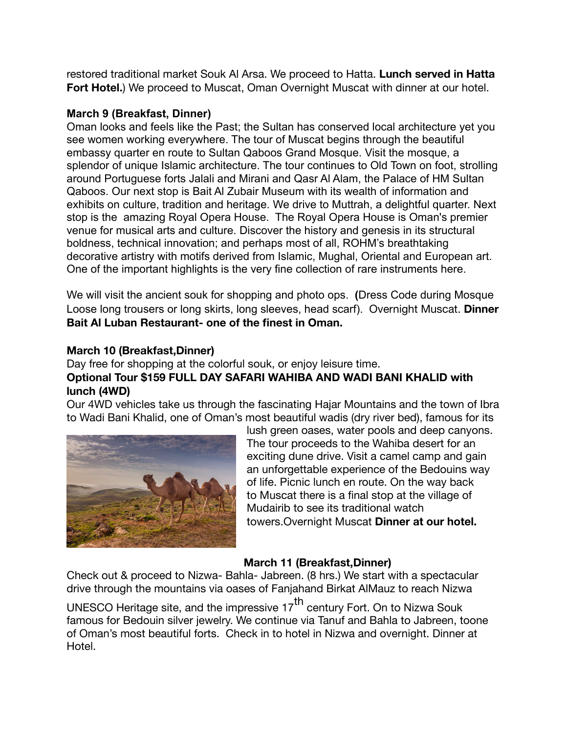restored traditional market Souk Al Arsa. We proceed to Hatta. **Lunch served in Hatta Fort Hotel.**) We proceed to Muscat, Oman Overnight Muscat with dinner at our hotel.

**March 9 (Breakfast, Dinner)**

Oman looks and feels like the Past; the Sultan has conserved local architecture yet you see women working everywhere. The tour of Muscat begins through the beautiful embassy quarter en route to Sultan Qaboos Grand Mosque. Visit the mosque, a splendor of unique Islamic architecture. The tour continues to Old Town on foot, strolling around Portuguese forts Jalali and Mirani and Qasr Al Alam, the Palace of HM Sultan Qaboos. Our next stop is Bait Al Zubair Museum with its wealth of information and exhibits on culture, tradition and heritage. We drive to Muttrah, a delightful quarter. Next stop is the amazing Royal Opera House. The Royal Opera House is Oman's premier venue for musical arts and culture. Discover the history and genesis in its structural boldness, technical innovation; and perhaps most of all, ROHM's breathtaking decorative artistry with motifs derived from Islamic, Mughal, Oriental and European art. One of the important highlights is the very fine collection of rare instruments here.

We will visit the ancient souk for shopping and photo ops. **(**Dress Code during Mosque Loose long trousers or long skirts, long sleeves, head scarf). Overnight Muscat. **Dinner Bait Al Luban Restaurant- one of the finest in Oman.**

**March 10 (Breakfast,Dinner)**

Day free for shopping at the colorful souk, or enjoy leisure time.

**Optional Tour $159 FULL DAY SAFARI WAHIBA AND WADI BANI KHALID with lunch (4WD)**

Our 4WD vehicles take us through the fascinating Hajar Mountains and the town of Ibra to Wadi Bani Khalid, one of Oman's most beautiful wadis (dry river bed), famous for its lush green oases, water pools and deep canyons. The tour proceeds to the Wahiba desert for an exciting dune drive. Visit a camel camp and gain an unforgettable experience of the Bedouins way of life. Picnic lunch en route. On the way back to Muscat there is a final stop at the village of Mudairib to see its traditional watch towers.Overnight Muscat **Dinner at our hotel.**

**March 11 (Breakfast,Dinner)**

Check out & proceed to Nizwa- Bahla- Jabreen. (8 hrs.) We start with a spectacular drive through the mountains via oases of Fanjahand Birkat AlMauz to reach Nizwa UNESCO Heritage site, and the impressive 17th century Fort. On to Nizwa Souk famous for Bedouin silver jewelry. We continue via Tanuf and Bahla to Jabreen, toone of Oman's most beautiful forts. Check in to hotel in Nizwa and overnight. Dinner at Hotel.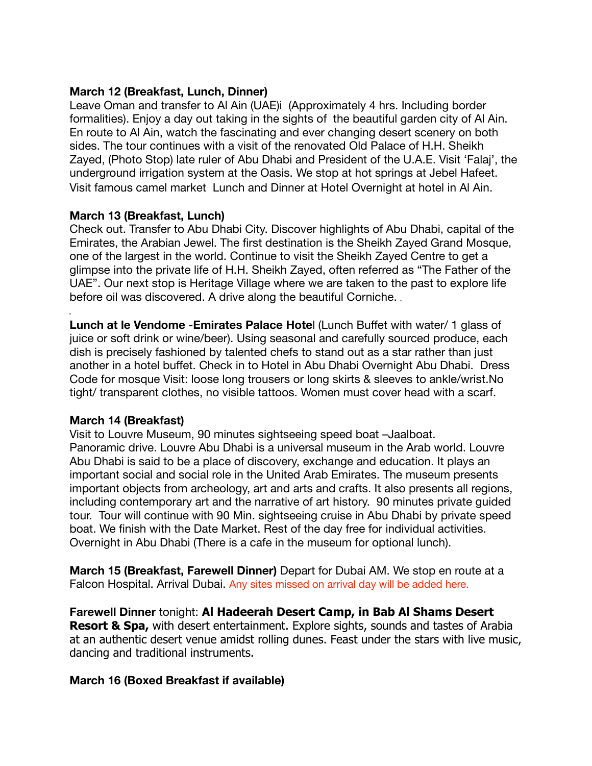**March 12 (Breakfast, Lunch, Dinner)**
Leave Oman and transfer to Al Ain (UAE)i (Approximately 4 hrs. Including border formalities). Enjoy a day out taking in the sights of the beautiful garden city of Al Ain. En route to Al Ain, watch the fascinating and ever changing desert scenery on both sides. The tour continues with a visit of the renovated Old Palace of H.H. Sheikh Zayed, (Photo Stop) late ruler of Abu Dhabi and President of the U.A.E. Visit 'Falaj', the underground irrigation system at the Oasis. We stop at hot springs at Jebel Hafeet. Visit famous camel market Lunch and Dinner at Hotel Overnight at hotel in Al Ain.

**March 13 (Breakfast, Lunch)**
Check out. Transfer to Abu Dhabi City. Discover highlights of Abu Dhabi, capital of the Emirates, the Arabian Jewel. The first destination is the Sheikh Zayed Grand Mosque, one of the largest in the world. Continue to visit the Sheikh Zayed Centre to get a glimpse into the private life of H.H. Sheikh Zayed, often referred as "The Father of the UAE". Our next stop is Heritage Village where we are taken to the past to explore life before oil was discovered. A drive along the beautiful Corniche.

**Lunch at le Vendome** -**Emirates Palace Hotel** (Lunch Buffet with water/ 1 glass of juice or soft drink or wine/beer). Using seasonal and carefully sourced produce, each dish is precisely fashioned by talented chefs to stand out as a star rather than just another in a hotel buffet. Check in to Hotel in Abu Dhabi Overnight Abu Dhabi. Dress Code for mosque Visit: loose long trousers or long skirts & sleeves to ankle/wrist.No tight/ transparent clothes, no visible tattoos. Women must cover head with a scarf.

**March 14 (Breakfast)**
Visit to Louvre Museum, 90 minutes sightseeing speed boat –Jaalboat.
Panoramic drive. Louvre Abu Dhabi is a universal museum in the Arab world. Louvre Abu Dhabi is said to be a place of discovery, exchange and education. It plays an important social and social role in the United Arab Emirates. The museum presents important objects from archeology, art and arts and crafts. It also presents all regions, including contemporary art and the narrative of art history. 90 minutes private guided tour. Tour will continue with 90 Min. sightseeing cruise in Abu Dhabi by private speed boat. We finish with the Date Market. Rest of the day free for individual activities. Overnight in Abu Dhabi (There is a cafe in the museum for optional lunch).

**March 15 (Breakfast, Farewell Dinner)** Depart for Dubai AM. We stop en route at a Falcon Hospital. Arrival Dubai. Any sites missed on arrival day will be added here.

**Farewell Dinner** tonight: **Al Hadeerah Desert Camp, in Bab Al Shams Desert Resort & Spa,** with desert entertainment. Explore sights, sounds and tastes of Arabia at an authentic desert venue amidst rolling dunes. Feast under the stars with live music, dancing and traditional instruments.

**March 16 (Boxed Breakfast if available)**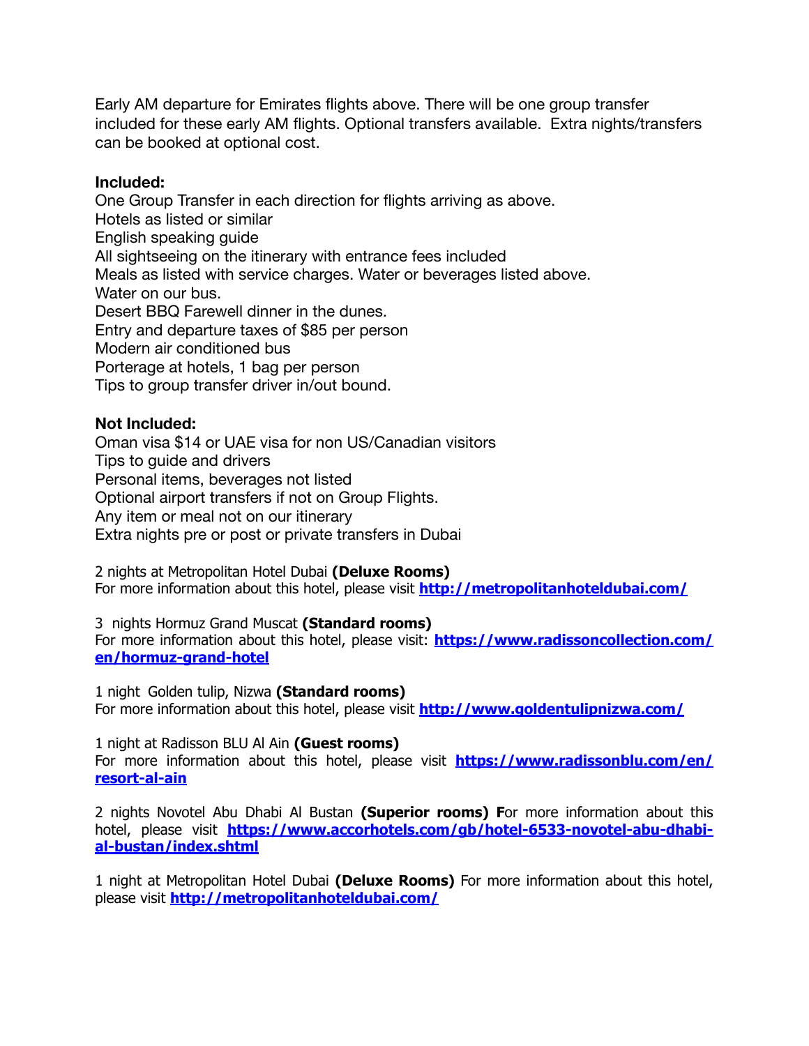Early AM departure for Emirates flights above. There will be one group transfer included for these early AM flights. Optional transfers available. Extra nights/transfers can be booked at optional cost.

**Included:**

One Group Transfer in each direction for flights arriving as above.
Hotels as listed or similar
English speaking guide
All sightseeing on the itinerary with entrance fees included
Meals as listed with service charges. Water or beverages listed above.
Water on our bus.
Desert BBQ Farewell dinner in the dunes.
Entry and departure taxes of $85 per person
Modern air conditioned bus
Porterage at hotels, 1 bag per person
Tips to group transfer driver in/out bound.

**Not Included:**

Oman visa $14 or UAE visa for non US/Canadian visitors
Tips to guide and drivers
Personal items, beverages not listed
Optional airport transfers if not on Group Flights.
Any item or meal not on our itinerary
Extra nights pre or post or private transfers in Dubai

2 nights at Metropolitan Hotel Dubai **(Deluxe Rooms)**
For more information about this hotel, please visit **http://metropolitanhoteldubai.com/**

3 nights Hormuz Grand Muscat **(Standard rooms)**
For more information about this hotel, please visit: **https://www.radissoncollection.com/en/hormuz-grand-hotel**

1 night Golden tulip, Nizwa **(Standard rooms)**
For more information about this hotel, please visit **http://www.goldentulipnizwa.com/**

1 night at Radisson BLU Al Ain **(Guest rooms)**
For more information about this hotel, please visit **https://www.radissonblu.com/en/resort-al-ain**

2 nights Novotel Abu Dhabi Al Bustan **(Superior rooms) F**or more information about this hotel, please visit **https://www.accorhotels.com/gb/hotel-6533-novotel-abu-dhabi-al-bustan/index.shtml**

1 night at Metropolitan Hotel Dubai **(Deluxe Rooms)** For more information about this hotel, please visit **http://metropolitanhoteldubai.com/**